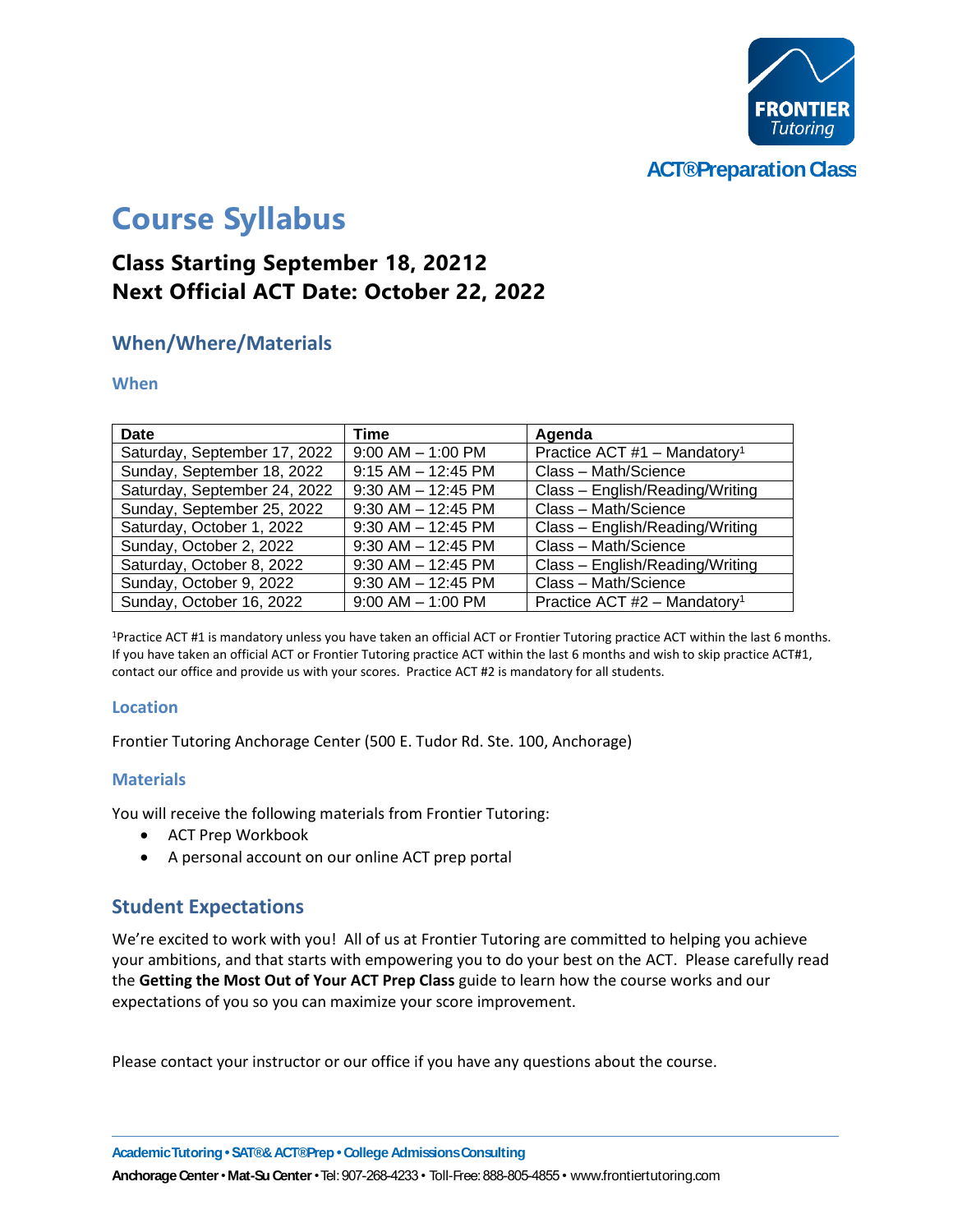FRONTIER Tutoring

ACT® Preparation Class

# Course Syllabus

## Class Starting September 18, 20212
## Next Official ACT Date: October 22, 2022

## When/Where/Materials

### When

| Date | Time | Agenda |
|---|---|---|
| Saturday, September 17, 2022 | 9:00 AM – 1:00 PM | Practice ACT #1 – Mandatory[1] |
| Sunday, September 18, 2022 | 9:15 AM – 12:45 PM | Class – Math/Science |
| Saturday, September 24, 2022 | 9:30 AM – 12:45 PM | Class – English/Reading/Writing |
| Sunday, September 25, 2022 | 9:30 AM – 12:45 PM | Class – Math/Science |
| Saturday, October 1, 2022 | 9:30 AM – 12:45 PM | Class – English/Reading/Writing |
| Sunday, October 2, 2022 | 9:30 AM – 12:45 PM | Class – Math/Science |
| Saturday, October 8, 2022 | 9:30 AM – 12:45 PM | Class – English/Reading/Writing |
| Sunday, October 9, 2022 | 9:30 AM – 12:45 PM | Class – Math/Science |
| Sunday, October 16, 2022 | 9:00 AM – 1:00 PM | Practice ACT #2 – Mandatory[1] |

[1]Practice ACT #1 is mandatory unless you have taken an official ACT or Frontier Tutoring practice ACT within the last 6 months. If you have taken an official ACT or Frontier Tutoring practice ACT within the last 6 months and wish to skip practice ACT#1, contact our office and provide us with your scores. Practice ACT #2 is mandatory for all students.

### Location

Frontier Tutoring Anchorage Center (500 E. Tudor Rd. Ste. 100, Anchorage)

### Materials

You will receive the following materials from Frontier Tutoring:

- ACT Prep Workbook
- A personal account on our online ACT prep portal

## Student Expectations

We're excited to work with you! All of us at Frontier Tutoring are committed to helping you achieve your ambitions, and that starts with empowering you to do your best on the ACT. Please carefully read the **Getting the Most Out of Your ACT Prep Class** guide to learn how the course works and our expectations of you so you can maximize your score improvement.

Please contact your instructor or our office if you have any questions about the course.

Academic Tutoring • SAT® & ACT® Prep • College Admissions Consulting

Anchorage Center • Mat-Su Center • Tel: 907-268-4233 • Toll-Free: 888-805-4855 • www.frontiertutoring.com